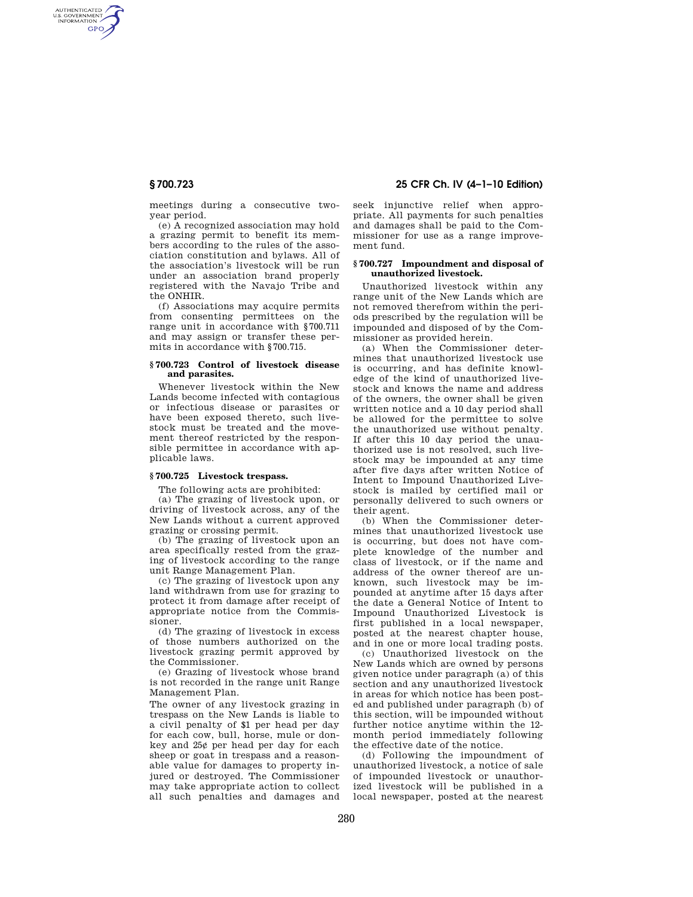meetings during a consecutive two-year period.

(e) A recognized association may hold a grazing permit to benefit its members according to the rules of the association constitution and bylaws. All of the association's livestock will be run under an association brand properly registered with the Navajo Tribe and the ONHIR.

(f) Associations may acquire permits from consenting permittees on the range unit in accordance with §700.711 and may assign or transfer these permits in accordance with §700.715.

### § 700.723 Control of livestock disease and parasites.

Whenever livestock within the New Lands become infected with contagious or infectious disease or parasites or have been exposed thereto, such livestock must be treated and the movement thereof restricted by the responsible permittee in accordance with applicable laws.

### § 700.725 Livestock trespass.

The following acts are prohibited:

(a) The grazing of livestock upon, or driving of livestock across, any of the New Lands without a current approved grazing or crossing permit.

(b) The grazing of livestock upon an area specifically rested from the grazing of livestock according to the range unit Range Management Plan.

(c) The grazing of livestock upon any land withdrawn from use for grazing to protect it from damage after receipt of appropriate notice from the Commissioner.

(d) The grazing of livestock in excess of those numbers authorized on the livestock grazing permit approved by the Commissioner.

(e) Grazing of livestock whose brand is not recorded in the range unit Range Management Plan.

The owner of any livestock grazing in trespass on the New Lands is liable to a civil penalty of $1 per head per day for each cow, bull, horse, mule or donkey and 25¢ per head per day for each sheep or goat in trespass and a reasonable value for damages to property injured or destroyed. The Commissioner may take appropriate action to collect all such penalties and damages and seek injunctive relief when appropriate. All payments for such penalties and damages shall be paid to the Commissioner for use as a range improvement fund.

### § 700.727 Impoundment and disposal of unauthorized livestock.

Unauthorized livestock within any range unit of the New Lands which are not removed therefrom within the periods prescribed by the regulation will be impounded and disposed of by the Commissioner as provided herein.

(a) When the Commissioner determines that unauthorized livestock use is occurring, and has definite knowledge of the kind of unauthorized livestock and knows the name and address of the owners, the owner shall be given written notice and a 10 day period shall be allowed for the permittee to solve the unauthorized use without penalty. If after this 10 day period the unauthorized use is not resolved, such livestock may be impounded at any time after five days after written Notice of Intent to Impound Unauthorized Livestock is mailed by certified mail or personally delivered to such owners or their agent.

(b) When the Commissioner determines that unauthorized livestock use is occurring, but does not have complete knowledge of the number and class of livestock, or if the name and address of the owner thereof are unknown, such livestock may be impounded at anytime after 15 days after the date a General Notice of Intent to Impound Unauthorized Livestock is first published in a local newspaper, posted at the nearest chapter house, and in one or more local trading posts.

(c) Unauthorized livestock on the New Lands which are owned by persons given notice under paragraph (a) of this section and any unauthorized livestock in areas for which notice has been posted and published under paragraph (b) of this section, will be impounded without further notice anytime within the 12-month period immediately following the effective date of the notice.

(d) Following the impoundment of unauthorized livestock, a notice of sale of impounded livestock or unauthorized livestock will be published in a local newspaper, posted at the nearest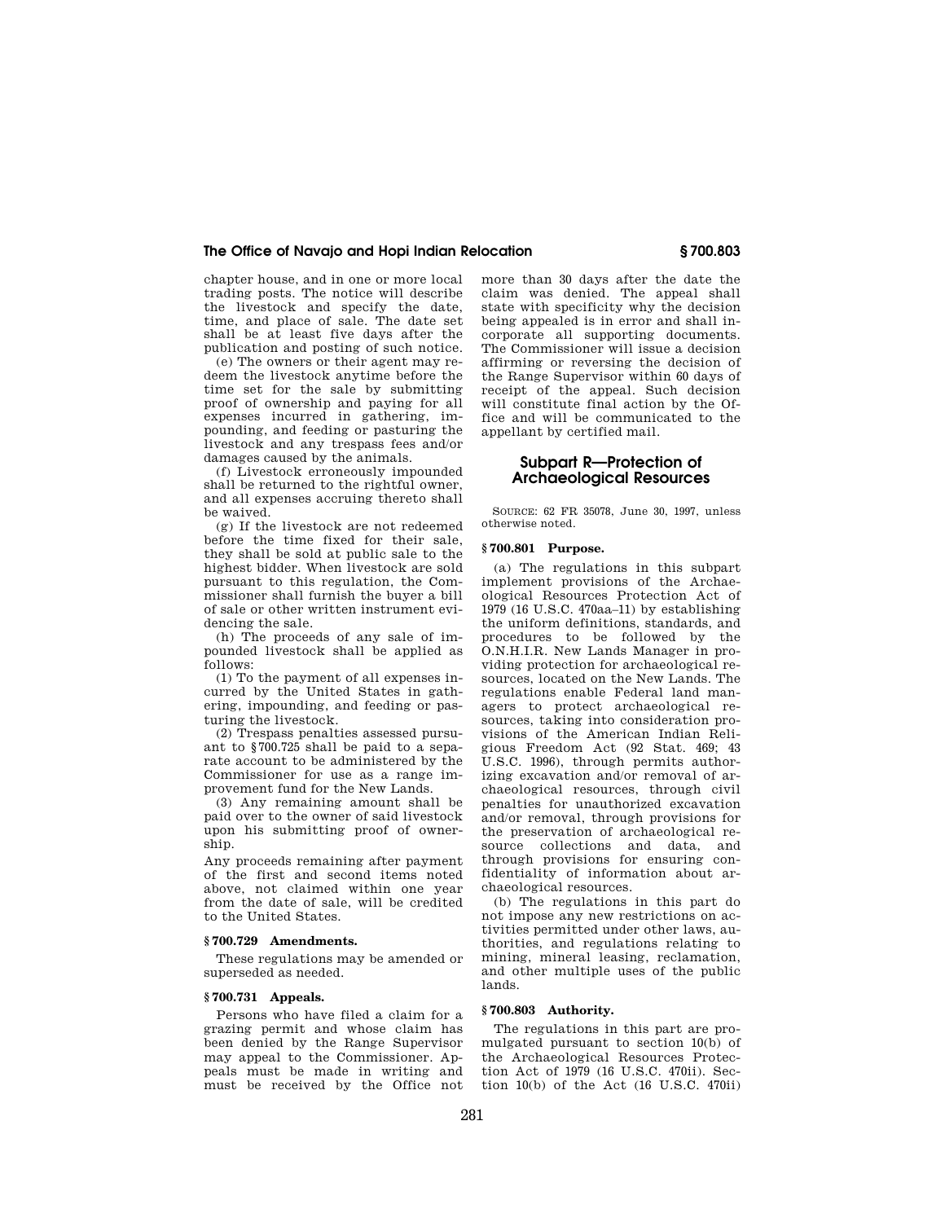chapter house, and in one or more local trading posts. The notice will describe the livestock and specify the date, time, and place of sale. The date set shall be at least five days after the publication and posting of such notice.

(e) The owners or their agent may redeem the livestock anytime before the time set for the sale by submitting proof of ownership and paying for all expenses incurred in gathering, impounding, and feeding or pasturing the livestock and any trespass fees and/or damages caused by the animals.

(f) Livestock erroneously impounded shall be returned to the rightful owner, and all expenses accruing thereto shall be waived.

(g) If the livestock are not redeemed before the time fixed for their sale, they shall be sold at public sale to the highest bidder. When livestock are sold pursuant to this regulation, the Commissioner shall furnish the buyer a bill of sale or other written instrument evidencing the sale.

(h) The proceeds of any sale of impounded livestock shall be applied as follows:

(1) To the payment of all expenses incurred by the United States in gathering, impounding, and feeding or pasturing the livestock.

(2) Trespass penalties assessed pursuant to §700.725 shall be paid to a separate account to be administered by the Commissioner for use as a range improvement fund for the New Lands.

(3) Any remaining amount shall be paid over to the owner of said livestock upon his submitting proof of ownership.

Any proceeds remaining after payment of the first and second items noted above, not claimed within one year from the date of sale, will be credited to the United States.

### § 700.729 Amendments.

These regulations may be amended or superseded as needed.

### § 700.731 Appeals.

Persons who have filed a claim for a grazing permit and whose claim has been denied by the Range Supervisor may appeal to the Commissioner. Appeals must be made in writing and must be received by the Office not more than 30 days after the date the claim was denied. The appeal shall state with specificity why the decision being appealed is in error and shall incorporate all supporting documents. The Commissioner will issue a decision affirming or reversing the decision of the Range Supervisor within 60 days of receipt of the appeal. Such decision will constitute final action by the Office and will be communicated to the appellant by certified mail.

## Subpart R—Protection of Archaeological Resources

SOURCE: 62 FR 35078, June 30, 1997, unless otherwise noted.

### § 700.801 Purpose.

(a) The regulations in this subpart implement provisions of the Archaeological Resources Protection Act of 1979 (16 U.S.C. 470aa–11) by establishing the uniform definitions, standards, and procedures to be followed by the O.N.H.I.R. New Lands Manager in providing protection for archaeological resources, located on the New Lands. The regulations enable Federal land managers to protect archaeological resources, taking into consideration provisions of the American Indian Religious Freedom Act (92 Stat. 469; 43 U.S.C. 1996), through permits authorizing excavation and/or removal of archaeological resources, through civil penalties for unauthorized excavation and/or removal, through provisions for the preservation of archaeological resource collections and data, and through provisions for ensuring confidentiality of information about archaeological resources.

(b) The regulations in this part do not impose any new restrictions on activities permitted under other laws, authorities, and regulations relating to mining, mineral leasing, reclamation, and other multiple uses of the public lands.

### § 700.803 Authority.

The regulations in this part are promulgated pursuant to section 10(b) of the Archaeological Resources Protection Act of 1979 (16 U.S.C. 470ii). Section 10(b) of the Act (16 U.S.C. 470ii)